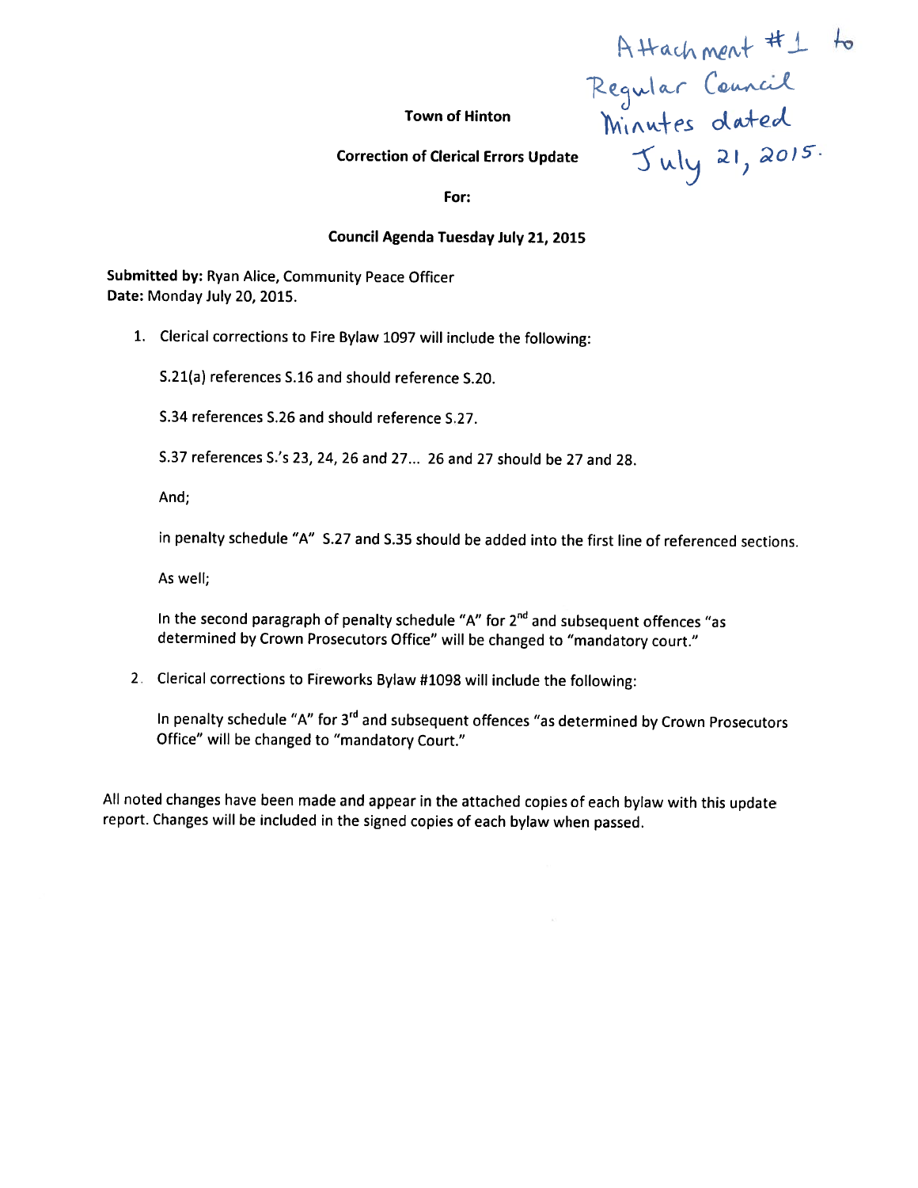Attachment #1 to Regular Council Minutes dated July 21, 2015.

**Town of Hinton**

**Correction of Clerical Errors Update**

**For:**

**Council Agenda Tuesday July 21, 2015**

**Submitted by:** Ryan Alice, Community Peace Officer
**Date:** Monday July 20, 2015.

1. Clerical corrections to Fire Bylaw 1097 will include the following:

   S.21(a) references S.16 and should reference S.20.

   S.34 references S.26 and should reference S.27.

   S.37 references S.'s 23, 24, 26 and 27... 26 and 27 should be 27 and 28.

   And;

   in penalty schedule "A" S.27 and S.35 should be added into the first line of referenced sections.

   As well;

   In the second paragraph of penalty schedule "A" for 2nd and subsequent offences "as determined by Crown Prosecutors Office" will be changed to "mandatory court."

2. Clerical corrections to Fireworks Bylaw #1098 will include the following:

   In penalty schedule "A" for 3rd and subsequent offences "as determined by Crown Prosecutors Office" will be changed to "mandatory Court."

All noted changes have been made and appear in the attached copies of each bylaw with this update report. Changes will be included in the signed copies of each bylaw when passed.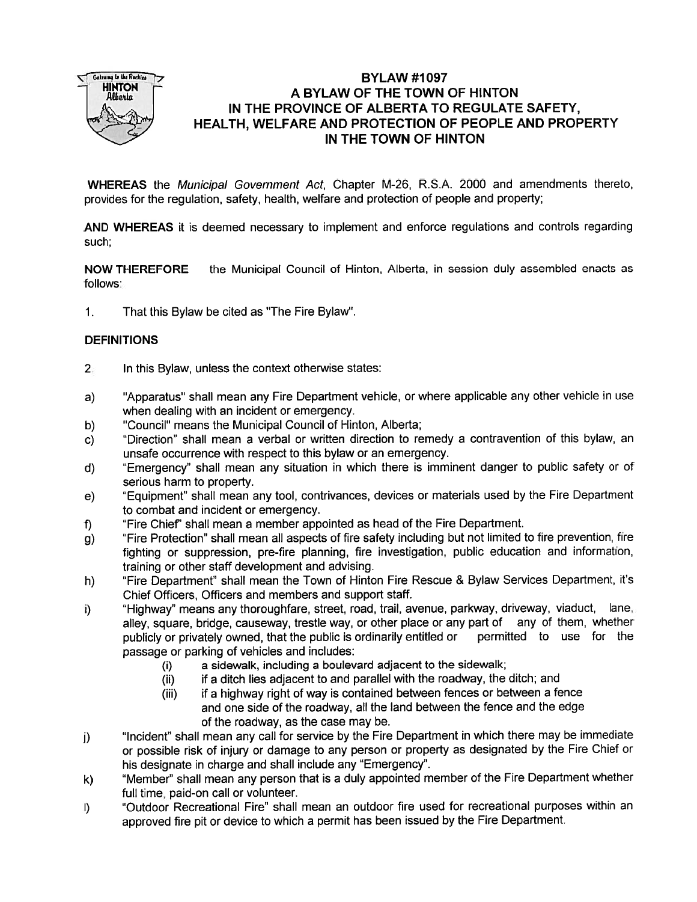# BYLAW #1097
## A BYLAW OF THE TOWN OF HINTON IN THE PROVINCE OF ALBERTA TO REGULATE SAFETY, HEALTH, WELFARE AND PROTECTION OF PEOPLE AND PROPERTY IN THE TOWN OF HINTON

**WHEREAS** the *Municipal Government Act*, Chapter M-26, R.S.A. 2000 and amendments thereto, provides for the regulation, safety, health, welfare and protection of people and property;

**AND WHEREAS** it is deemed necessary to implement and enforce regulations and controls regarding such;

**NOW THEREFORE** the Municipal Council of Hinton, Alberta, in session duly assembled enacts as follows:

1. That this Bylaw be cited as "The Fire Bylaw".

### DEFINITIONS

2. In this Bylaw, unless the context otherwise states:

a) "Apparatus" shall mean any Fire Department vehicle, or where applicable any other vehicle in use when dealing with an incident or emergency.

b) "Council" means the Municipal Council of Hinton, Alberta;

c) "Direction" shall mean a verbal or written direction to remedy a contravention of this bylaw, an unsafe occurrence with respect to this bylaw or an emergency.

d) "Emergency" shall mean any situation in which there is imminent danger to public safety or of serious harm to property.

e) "Equipment" shall mean any tool, contrivances, devices or materials used by the Fire Department to combat and incident or emergency.

f) "Fire Chief" shall mean a member appointed as head of the Fire Department.

g) "Fire Protection" shall mean all aspects of fire safety including but not limited to fire prevention, fire fighting or suppression, pre-fire planning, fire investigation, public education and information, training or other staff development and advising.

h) "Fire Department" shall mean the Town of Hinton Fire Rescue & Bylaw Services Department, it's Chief Officers, Officers and members and support staff.

i) "Highway" means any thoroughfare, street, road, trail, avenue, parkway, driveway, viaduct, lane, alley, square, bridge, causeway, trestle way, or other place or any part of any of them, whether publicly or privately owned, that the public is ordinarily entitled or permitted to use for the passage or parking of vehicles and includes:
   - (i) a sidewalk, including a boulevard adjacent to the sidewalk;
   - (ii) if a ditch lies adjacent to and parallel with the roadway, the ditch; and
   - (iii) if a highway right of way is contained between fences or between a fence and one side of the roadway, all the land between the fence and the edge of the roadway, as the case may be.

j) "Incident" shall mean any call for service by the Fire Department in which there may be immediate or possible risk of injury or damage to any person or property as designated by the Fire Chief or his designate in charge and shall include any "Emergency".

k) "Member" shall mean any person that is a duly appointed member of the Fire Department whether full time, paid-on call or volunteer.

l) "Outdoor Recreational Fire" shall mean an outdoor fire used for recreational purposes within an approved fire pit or device to which a permit has been issued by the Fire Department.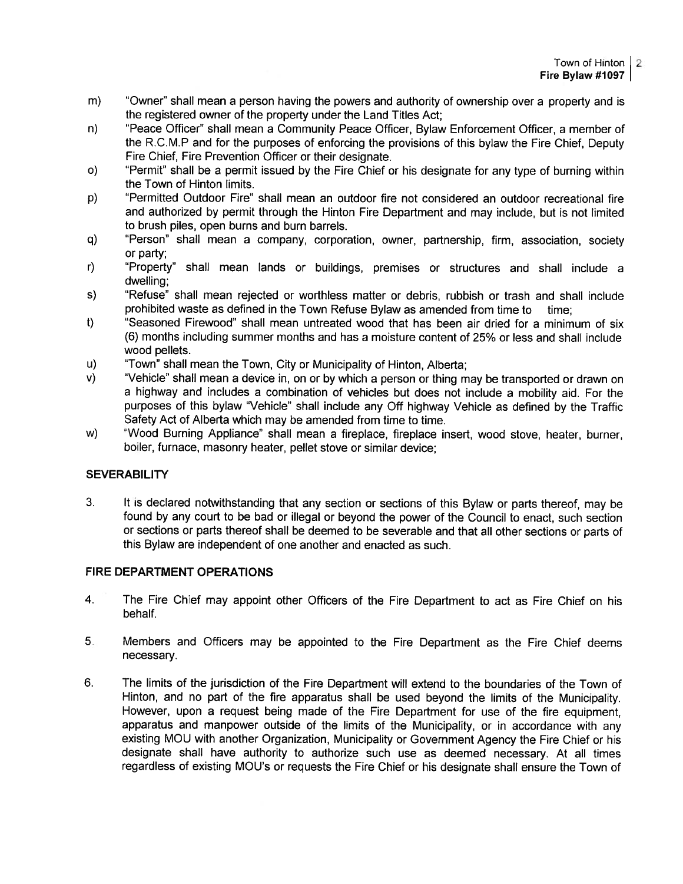m) "Owner" shall mean a person having the powers and authority of ownership over a property and is the registered owner of the property under the Land Titles Act;

n) "Peace Officer" shall mean a Community Peace Officer, Bylaw Enforcement Officer, a member of the R.C.M.P and for the purposes of enforcing the provisions of this bylaw the Fire Chief, Deputy Fire Chief, Fire Prevention Officer or their designate.

o) "Permit" shall be a permit issued by the Fire Chief or his designate for any type of burning within the Town of Hinton limits.

p) "Permitted Outdoor Fire" shall mean an outdoor fire not considered an outdoor recreational fire and authorized by permit through the Hinton Fire Department and may include, but is not limited to brush piles, open burns and burn barrels.

q) "Person" shall mean a company, corporation, owner, partnership, firm, association, society or party;

r) "Property" shall mean lands or buildings, premises or structures and shall include a dwelling;

s) "Refuse" shall mean rejected or worthless matter or debris, rubbish or trash and shall include prohibited waste as defined in the Town Refuse Bylaw as amended from time to time;

t) "Seasoned Firewood" shall mean untreated wood that has been air dried for a minimum of six (6) months including summer months and has a moisture content of 25% or less and shall include wood pellets.

u) "Town" shall mean the Town, City or Municipality of Hinton, Alberta;

v) "Vehicle" shall mean a device in, on or by which a person or thing may be transported or drawn on a highway and includes a combination of vehicles but does not include a mobility aid. For the purposes of this bylaw "Vehicle" shall include any Off highway Vehicle as defined by the Traffic Safety Act of Alberta which may be amended from time to time.

w) "Wood Burning Appliance" shall mean a fireplace, fireplace insert, wood stove, heater, burner, boiler, furnace, masonry heater, pellet stove or similar device;

## SEVERABILITY

3. It is declared notwithstanding that any section or sections of this Bylaw or parts thereof, may be found by any court to be bad or illegal or beyond the power of the Council to enact, such section or sections or parts thereof shall be deemed to be severable and that all other sections or parts of this Bylaw are independent of one another and enacted as such.

## FIRE DEPARTMENT OPERATIONS

4. The Fire Chief may appoint other Officers of the Fire Department to act as Fire Chief on his behalf.

5. Members and Officers may be appointed to the Fire Department as the Fire Chief deems necessary.

6. The limits of the jurisdiction of the Fire Department will extend to the boundaries of the Town of Hinton, and no part of the fire apparatus shall be used beyond the limits of the Municipality. However, upon a request being made of the Fire Department for use of the fire equipment, apparatus and manpower outside of the limits of the Municipality, or in accordance with any existing MOU with another Organization, Municipality or Government Agency the Fire Chief or his designate shall have authority to authorize such use as deemed necessary. At all times regardless of existing MOU's or requests the Fire Chief or his designate shall ensure the Town of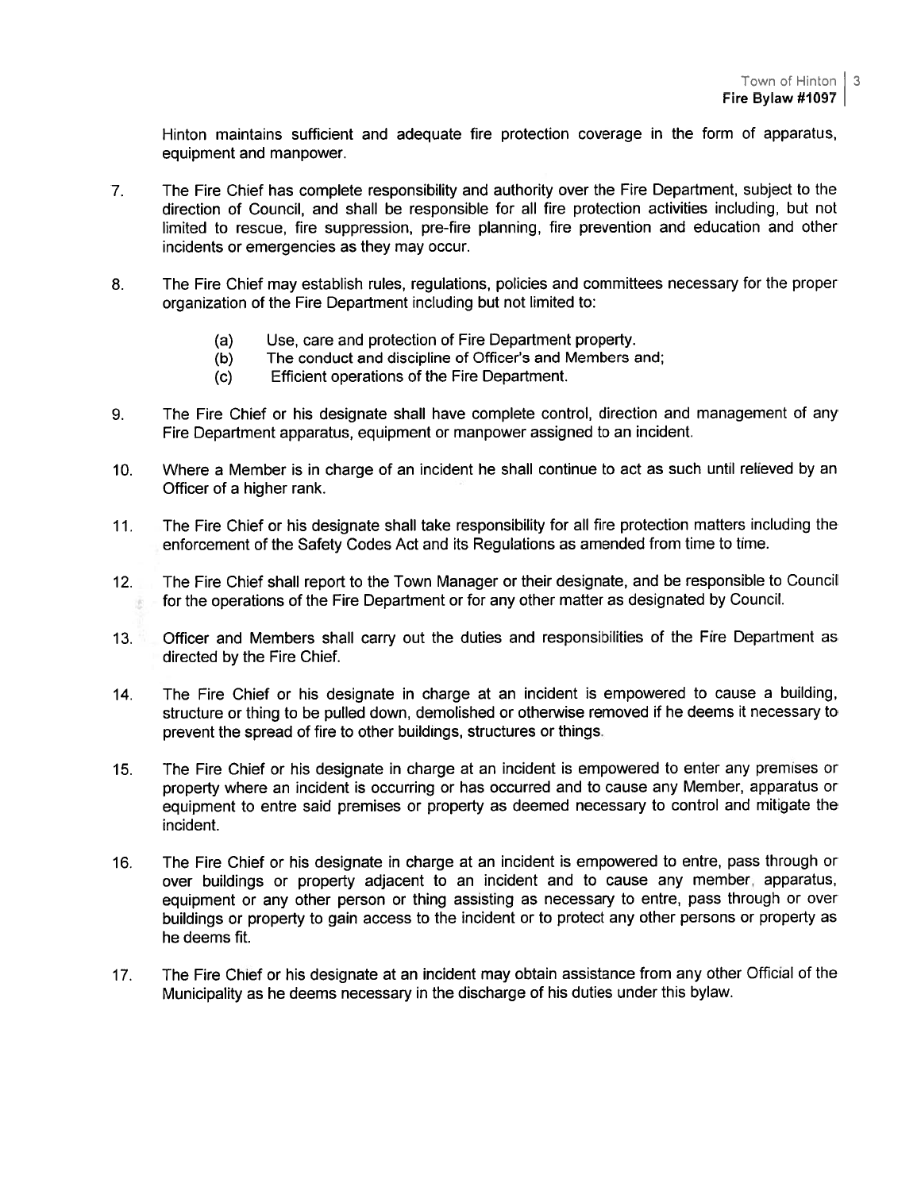Hinton maintains sufficient and adequate fire protection coverage in the form of apparatus, equipment and manpower.

7. The Fire Chief has complete responsibility and authority over the Fire Department, subject to the direction of Council, and shall be responsible for all fire protection activities including, but not limited to rescue, fire suppression, pre-fire planning, fire prevention and education and other incidents or emergencies as they may occur.

8. The Fire Chief may establish rules, regulations, policies and committees necessary for the proper organization of the Fire Department including but not limited to:

   (a) Use, care and protection of Fire Department property.
   (b) The conduct and discipline of Officer's and Members and;
   (c) Efficient operations of the Fire Department.

9. The Fire Chief or his designate shall have complete control, direction and management of any Fire Department apparatus, equipment or manpower assigned to an incident.

10. Where a Member is in charge of an incident he shall continue to act as such until relieved by an Officer of a higher rank.

11. The Fire Chief or his designate shall take responsibility for all fire protection matters including the enforcement of the Safety Codes Act and its Regulations as amended from time to time.

12. The Fire Chief shall report to the Town Manager or their designate, and be responsible to Council for the operations of the Fire Department or for any other matter as designated by Council.

13. Officer and Members shall carry out the duties and responsibilities of the Fire Department as directed by the Fire Chief.

14. The Fire Chief or his designate in charge at an incident is empowered to cause a building, structure or thing to be pulled down, demolished or otherwise removed if he deems it necessary to prevent the spread of fire to other buildings, structures or things.

15. The Fire Chief or his designate in charge at an incident is empowered to enter any premises or property where an incident is occurring or has occurred and to cause any Member, apparatus or equipment to entre said premises or property as deemed necessary to control and mitigate the incident.

16. The Fire Chief or his designate in charge at an incident is empowered to entre, pass through or over buildings or property adjacent to an incident and to cause any member, apparatus, equipment or any other person or thing assisting as necessary to entre, pass through or over buildings or property to gain access to the incident or to protect any other persons or property as he deems fit.

17. The Fire Chief or his designate at an incident may obtain assistance from any other Official of the Municipality as he deems necessary in the discharge of his duties under this bylaw.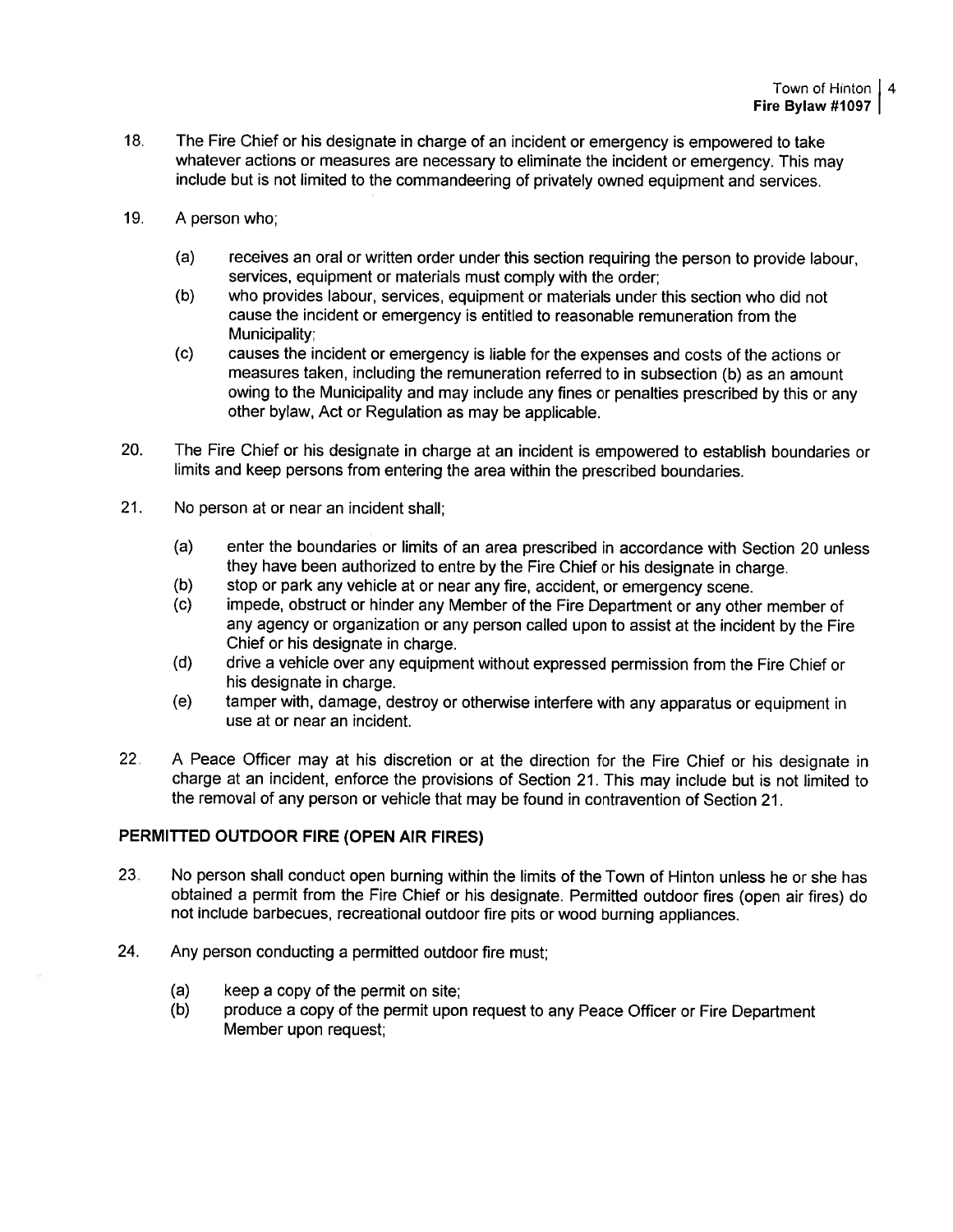18. The Fire Chief or his designate in charge of an incident or emergency is empowered to take whatever actions or measures are necessary to eliminate the incident or emergency. This may include but is not limited to the commandeering of privately owned equipment and services.

19. A person who;

    (a) receives an oral or written order under this section requiring the person to provide labour, services, equipment or materials must comply with the order;
    (b) who provides labour, services, equipment or materials under this section who did not cause the incident or emergency is entitled to reasonable remuneration from the Municipality;
    (c) causes the incident or emergency is liable for the expenses and costs of the actions or measures taken, including the remuneration referred to in subsection (b) as an amount owing to the Municipality and may include any fines or penalties prescribed by this or any other bylaw, Act or Regulation as may be applicable.

20. The Fire Chief or his designate in charge at an incident is empowered to establish boundaries or limits and keep persons from entering the area within the prescribed boundaries.

21. No person at or near an incident shall;

    (a) enter the boundaries or limits of an area prescribed in accordance with Section 20 unless they have been authorized to entre by the Fire Chief or his designate in charge.
    (b) stop or park any vehicle at or near any fire, accident, or emergency scene.
    (c) impede, obstruct or hinder any Member of the Fire Department or any other member of any agency or organization or any person called upon to assist at the incident by the Fire Chief or his designate in charge.
    (d) drive a vehicle over any equipment without expressed permission from the Fire Chief or his designate in charge.
    (e) tamper with, damage, destroy or otherwise interfere with any apparatus or equipment in use at or near an incident.

22. A Peace Officer may at his discretion or at the direction for the Fire Chief or his designate in charge at an incident, enforce the provisions of Section 21. This may include but is not limited to the removal of any person or vehicle that may be found in contravention of Section 21.

## PERMITTED OUTDOOR FIRE (OPEN AIR FIRES)

23. No person shall conduct open burning within the limits of the Town of Hinton unless he or she has obtained a permit from the Fire Chief or his designate. Permitted outdoor fires (open air fires) do not include barbecues, recreational outdoor fire pits or wood burning appliances.

24. Any person conducting a permitted outdoor fire must;

    (a) keep a copy of the permit on site;
    (b) produce a copy of the permit upon request to any Peace Officer or Fire Department Member upon request;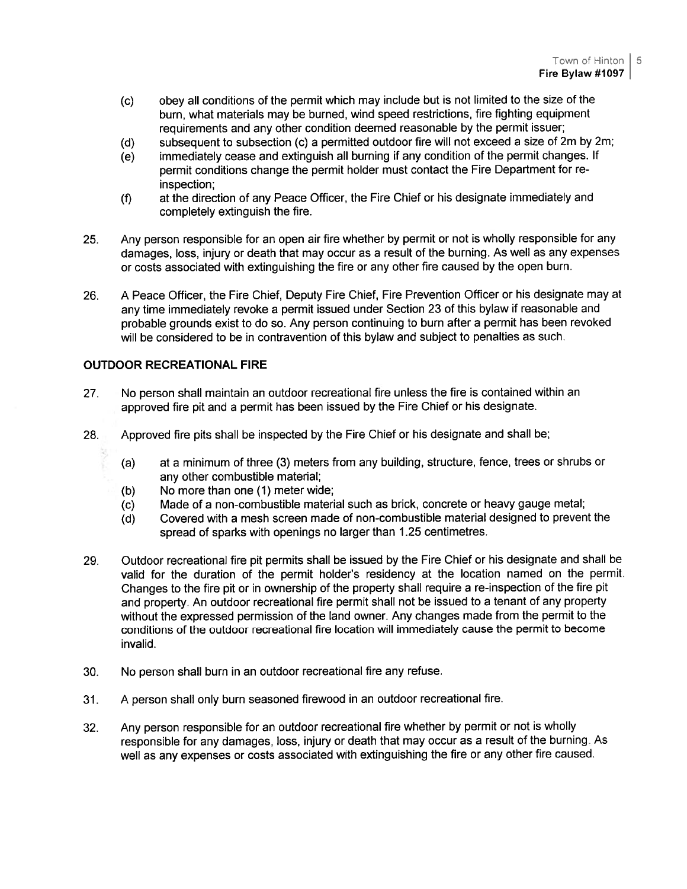(c) obey all conditions of the permit which may include but is not limited to the size of the burn, what materials may be burned, wind speed restrictions, fire fighting equipment requirements and any other condition deemed reasonable by the permit issuer;

(d) subsequent to subsection (c) a permitted outdoor fire will not exceed a size of 2m by 2m;

(e) immediately cease and extinguish all burning if any condition of the permit changes. If permit conditions change the permit holder must contact the Fire Department for re-inspection;

(f) at the direction of any Peace Officer, the Fire Chief or his designate immediately and completely extinguish the fire.

25. Any person responsible for an open air fire whether by permit or not is wholly responsible for any damages, loss, injury or death that may occur as a result of the burning. As well as any expenses or costs associated with extinguishing the fire or any other fire caused by the open burn.

26. A Peace Officer, the Fire Chief, Deputy Fire Chief, Fire Prevention Officer or his designate may at any time immediately revoke a permit issued under Section 23 of this bylaw if reasonable and probable grounds exist to do so. Any person continuing to burn after a permit has been revoked will be considered to be in contravention of this bylaw and subject to penalties as such.

## OUTDOOR RECREATIONAL FIRE

27. No person shall maintain an outdoor recreational fire unless the fire is contained within an approved fire pit and a permit has been issued by the Fire Chief or his designate.

28. Approved fire pits shall be inspected by the Fire Chief or his designate and shall be;

    (a) at a minimum of three (3) meters from any building, structure, fence, trees or shrubs or any other combustible material;

    (b) No more than one (1) meter wide;

    (c) Made of a non-combustible material such as brick, concrete or heavy gauge metal;

    (d) Covered with a mesh screen made of non-combustible material designed to prevent the spread of sparks with openings no larger than 1.25 centimetres.

29. Outdoor recreational fire pit permits shall be issued by the Fire Chief or his designate and shall be valid for the duration of the permit holder's residency at the location named on the permit. Changes to the fire pit or in ownership of the property shall require a re-inspection of the fire pit and property. An outdoor recreational fire permit shall not be issued to a tenant of any property without the expressed permission of the land owner. Any changes made from the permit to the conditions of the outdoor recreational fire location will immediately cause the permit to become invalid.

30. No person shall burn in an outdoor recreational fire any refuse.

31. A person shall only burn seasoned firewood in an outdoor recreational fire.

32. Any person responsible for an outdoor recreational fire whether by permit or not is wholly responsible for any damages, loss, injury or death that may occur as a result of the burning. As well as any expenses or costs associated with extinguishing the fire or any other fire caused.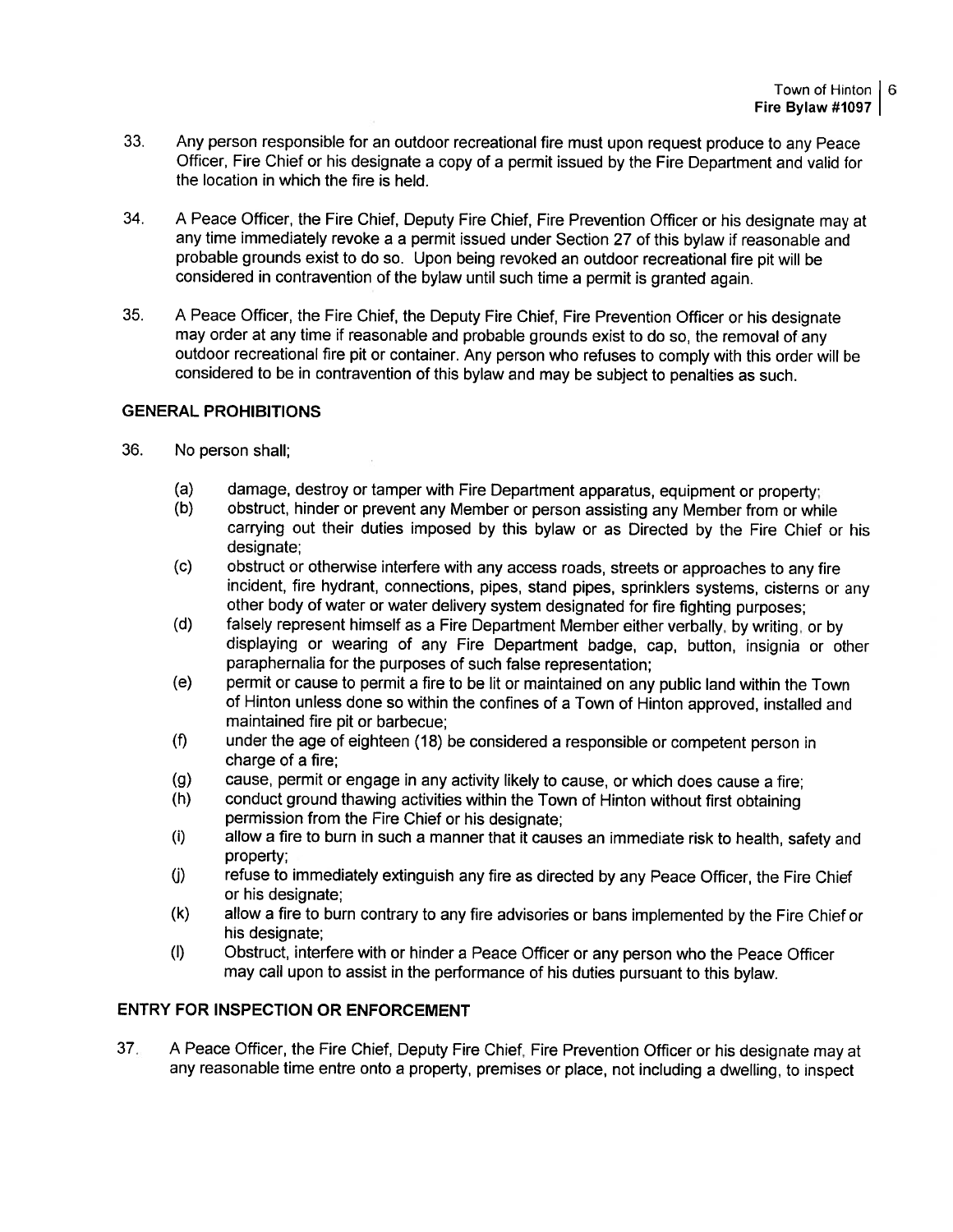33. Any person responsible for an outdoor recreational fire must upon request produce to any Peace Officer, Fire Chief or his designate a copy of a permit issued by the Fire Department and valid for the location in which the fire is held.

34. A Peace Officer, the Fire Chief, Deputy Fire Chief, Fire Prevention Officer or his designate may at any time immediately revoke a a permit issued under Section 27 of this bylaw if reasonable and probable grounds exist to do so. Upon being revoked an outdoor recreational fire pit will be considered in contravention of the bylaw until such time a permit is granted again.

35. A Peace Officer, the Fire Chief, the Deputy Fire Chief, Fire Prevention Officer or his designate may order at any time if reasonable and probable grounds exist to do so, the removal of any outdoor recreational fire pit or container. Any person who refuses to comply with this order will be considered to be in contravention of this bylaw and may be subject to penalties as such.

## GENERAL PROHIBITIONS

36. No person shall;

    (a) damage, destroy or tamper with Fire Department apparatus, equipment or property;
    (b) obstruct, hinder or prevent any Member or person assisting any Member from or while carrying out their duties imposed by this bylaw or as Directed by the Fire Chief or his designate;
    (c) obstruct or otherwise interfere with any access roads, streets or approaches to any fire incident, fire hydrant, connections, pipes, stand pipes, sprinklers systems, cisterns or any other body of water or water delivery system designated for fire fighting purposes;
    (d) falsely represent himself as a Fire Department Member either verbally, by writing, or by displaying or wearing of any Fire Department badge, cap, button, insignia or other paraphernalia for the purposes of such false representation;
    (e) permit or cause to permit a fire to be lit or maintained on any public land within the Town of Hinton unless done so within the confines of a Town of Hinton approved, installed and maintained fire pit or barbecue;
    (f) under the age of eighteen (18) be considered a responsible or competent person in charge of a fire;
    (g) cause, permit or engage in any activity likely to cause, or which does cause a fire;
    (h) conduct ground thawing activities within the Town of Hinton without first obtaining permission from the Fire Chief or his designate;
    (i) allow a fire to burn in such a manner that it causes an immediate risk to health, safety and property;
    (j) refuse to immediately extinguish any fire as directed by any Peace Officer, the Fire Chief or his designate;
    (k) allow a fire to burn contrary to any fire advisories or bans implemented by the Fire Chief or his designate;
    (l) Obstruct, interfere with or hinder a Peace Officer or any person who the Peace Officer may call upon to assist in the performance of his duties pursuant to this bylaw.

## ENTRY FOR INSPECTION OR ENFORCEMENT

37. A Peace Officer, the Fire Chief, Deputy Fire Chief, Fire Prevention Officer or his designate may at any reasonable time entre onto a property, premises or place, not including a dwelling, to inspect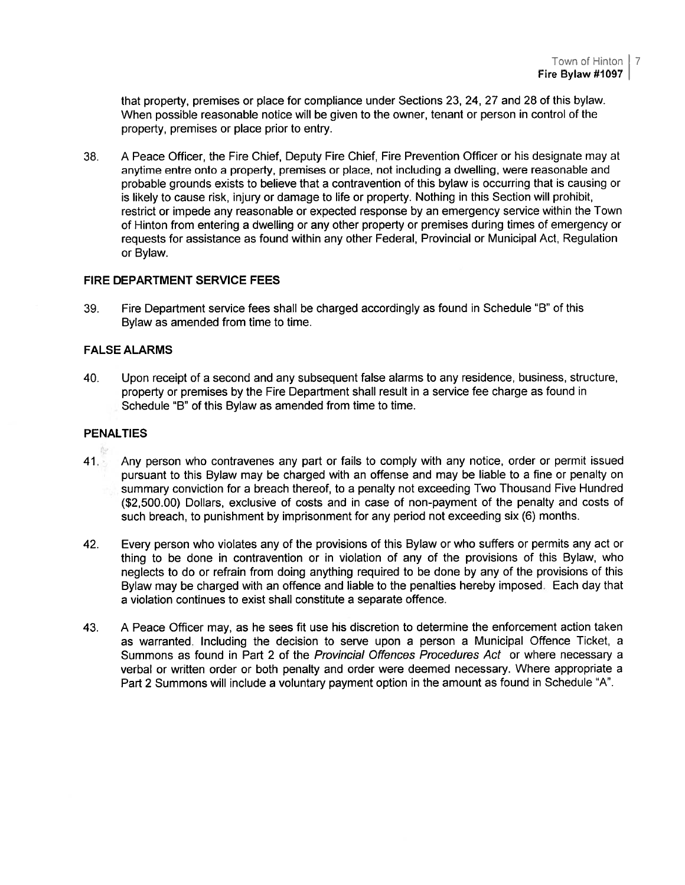that property, premises or place for compliance under Sections 23, 24, 27 and 28 of this bylaw. When possible reasonable notice will be given to the owner, tenant or person in control of the property, premises or place prior to entry.

38. A Peace Officer, the Fire Chief, Deputy Fire Chief, Fire Prevention Officer or his designate may at anytime entre onto a property, premises or place, not including a dwelling, were reasonable and probable grounds exists to believe that a contravention of this bylaw is occurring that is causing or is likely to cause risk, injury or damage to life or property. Nothing in this Section will prohibit, restrict or impede any reasonable or expected response by an emergency service within the Town of Hinton from entering a dwelling or any other property or premises during times of emergency or requests for assistance as found within any other Federal, Provincial or Municipal Act, Regulation or Bylaw.

## FIRE DEPARTMENT SERVICE FEES

39. Fire Department service fees shall be charged accordingly as found in Schedule "B" of this Bylaw as amended from time to time.

## FALSE ALARMS

40. Upon receipt of a second and any subsequent false alarms to any residence, business, structure, property or premises by the Fire Department shall result in a service fee charge as found in Schedule "B" of this Bylaw as amended from time to time.

## PENALTIES

41. Any person who contravenes any part or fails to comply with any notice, order or permit issued pursuant to this Bylaw may be charged with an offense and may be liable to a fine or penalty on summary conviction for a breach thereof, to a penalty not exceeding Two Thousand Five Hundred ($2,500.00) Dollars, exclusive of costs and in case of non-payment of the penalty and costs of such breach, to punishment by imprisonment for any period not exceeding six (6) months.

42. Every person who violates any of the provisions of this Bylaw or who suffers or permits any act or thing to be done in contravention or in violation of any of the provisions of this Bylaw, who neglects to do or refrain from doing anything required to be done by any of the provisions of this Bylaw may be charged with an offence and liable to the penalties hereby imposed. Each day that a violation continues to exist shall constitute a separate offence.

43. A Peace Officer may, as he sees fit use his discretion to determine the enforcement action taken as warranted. Including the decision to serve upon a person a Municipal Offence Ticket, a Summons as found in Part 2 of the *Provincial Offences Procedures Act* or where necessary a verbal or written order or both penalty and order were deemed necessary. Where appropriate a Part 2 Summons will include a voluntary payment option in the amount as found in Schedule "A".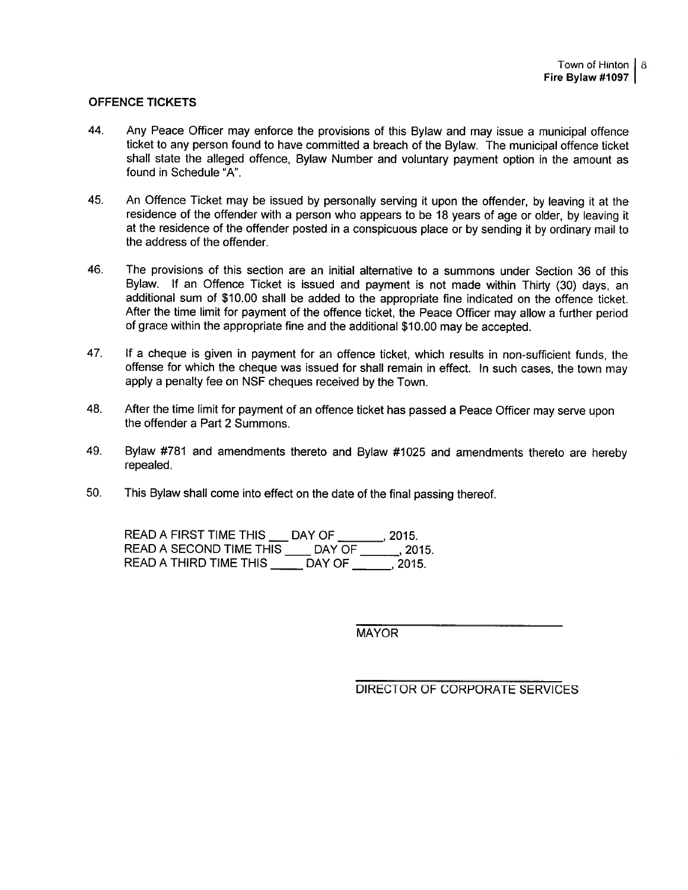**OFFENCE TICKETS**

44. Any Peace Officer may enforce the provisions of this Bylaw and may issue a municipal offence ticket to any person found to have committed a breach of the Bylaw. The municipal offence ticket shall state the alleged offence, Bylaw Number and voluntary payment option in the amount as found in Schedule "A".

45. An Offence Ticket may be issued by personally serving it upon the offender, by leaving it at the residence of the offender with a person who appears to be 18 years of age or older, by leaving it at the residence of the offender posted in a conspicuous place or by sending it by ordinary mail to the address of the offender.

46. The provisions of this section are an initial alternative to a summons under Section 36 of this Bylaw. If an Offence Ticket is issued and payment is not made within Thirty (30) days, an additional sum of $10.00 shall be added to the appropriate fine indicated on the offence ticket. After the time limit for payment of the offence ticket, the Peace Officer may allow a further period of grace within the appropriate fine and the additional $10.00 may be accepted.

47. If a cheque is given in payment for an offence ticket, which results in non-sufficient funds, the offense for which the cheque was issued for shall remain in effect. In such cases, the town may apply a penalty fee on NSF cheques received by the Town.

48. After the time limit for payment of an offence ticket has passed a Peace Officer may serve upon the offender a Part 2 Summons.

49. Bylaw #781 and amendments thereto and Bylaw #1025 and amendments thereto are hereby repealed.

50. This Bylaw shall come into effect on the date of the final passing thereof.

READ A FIRST TIME THIS ___ DAY OF _______, 2015.
READ A SECOND TIME THIS ____ DAY OF ______, 2015.
READ A THIRD TIME THIS _____ DAY OF ______, 2015.

______________________________
MAYOR

______________________________
DIRECTOR OF CORPORATE SERVICES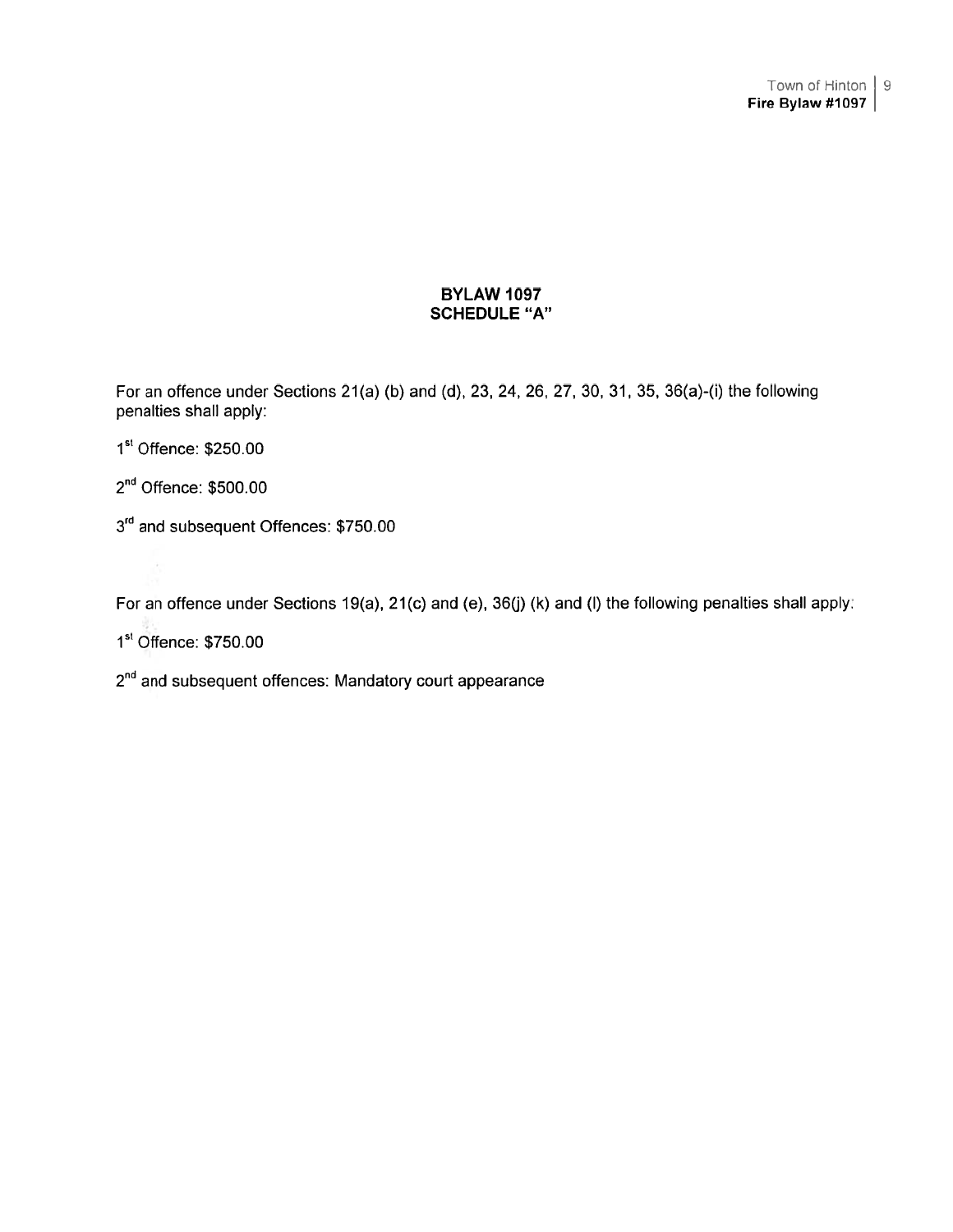## BYLAW 1097
## SCHEDULE "A"

For an offence under Sections 21(a) (b) and (d), 23, 24, 26, 27, 30, 31, 35, 36(a)-(i) the following penalties shall apply:

1st Offence: $250.00

2nd Offence: $500.00

3rd and subsequent Offences: $750.00

For an offence under Sections 19(a), 21(c) and (e), 36(j) (k) and (l) the following penalties shall apply:

1st Offence: $750.00

2nd and subsequent offences: Mandatory court appearance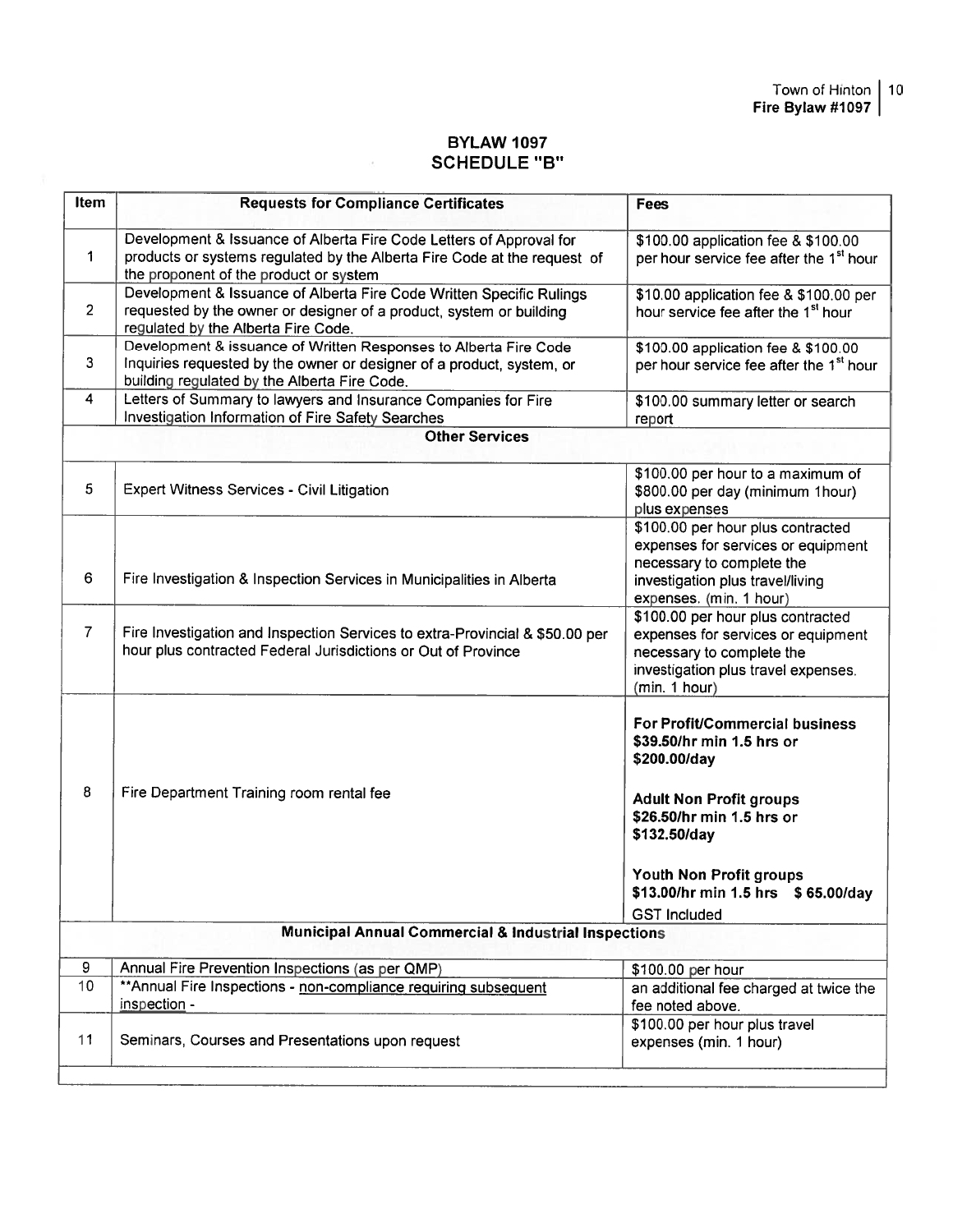# BYLAW 1097
## SCHEDULE "B"

| Item | Requests for Compliance Certificates | Fees |
|---|---|---|
| 1 | Development & Issuance of Alberta Fire Code Letters of Approval for products or systems regulated by the Alberta Fire Code at the request of the proponent of the product or system | $100.00 application fee & $100.00 per hour service fee after the 1st hour |
| 2 | Development & Issuance of Alberta Fire Code Written Specific Rulings requested by the owner or designer of a product, system or building regulated by the Alberta Fire Code. | $10.00 application fee & $100.00 per hour service fee after the 1st hour |
| 3 | Development & issuance of Written Responses to Alberta Fire Code Inquiries requested by the owner or designer of a product, system, or building regulated by the Alberta Fire Code. | $100.00 application fee & $100.00 per hour service fee after the 1st hour |
| 4 | Letters of Summary to lawyers and Insurance Companies for Fire Investigation Information of Fire Safety Searches | $100.00 summary letter or search report |
| | **Other Services** | |
| 5 | Expert Witness Services - Civil Litigation | $100.00 per hour to a maximum of $800.00 per day (minimum 1hour) plus expenses |
| 6 | Fire Investigation & Inspection Services in Municipalities in Alberta | $100.00 per hour plus contracted expenses for services or equipment necessary to complete the investigation plus travel/living expenses. (min. 1 hour) |
| 7 | Fire Investigation and Inspection Services to extra-Provincial & $50.00 per hour plus contracted Federal Jurisdictions or Out of Province | $100.00 per hour plus contracted expenses for services or equipment necessary to complete the investigation plus travel expenses. (min. 1 hour) |
| 8 | Fire Department Training room rental fee | **For Profit/Commercial business $39.50/hr min 1.5 hrs or $200.00/day**<br><br>**Adult Non Profit groups $26.50/hr min 1.5 hrs or $132.50/day**<br><br>**Youth Non Profit groups $13.00/hr min 1.5 hrs $ 65.00/day**<br><br>GST Included |
| | **Municipal Annual Commercial & Industrial Inspections** | |
| 9 | Annual Fire Prevention Inspections (as per QMP) | $100.00 per hour |
| 10 | **Annual Fire Inspections - non-compliance requiring subsequent inspection - | an additional fee charged at twice the fee noted above. |
| 11 | Seminars, Courses and Presentations upon request | $100.00 per hour plus travel expenses (min. 1 hour) |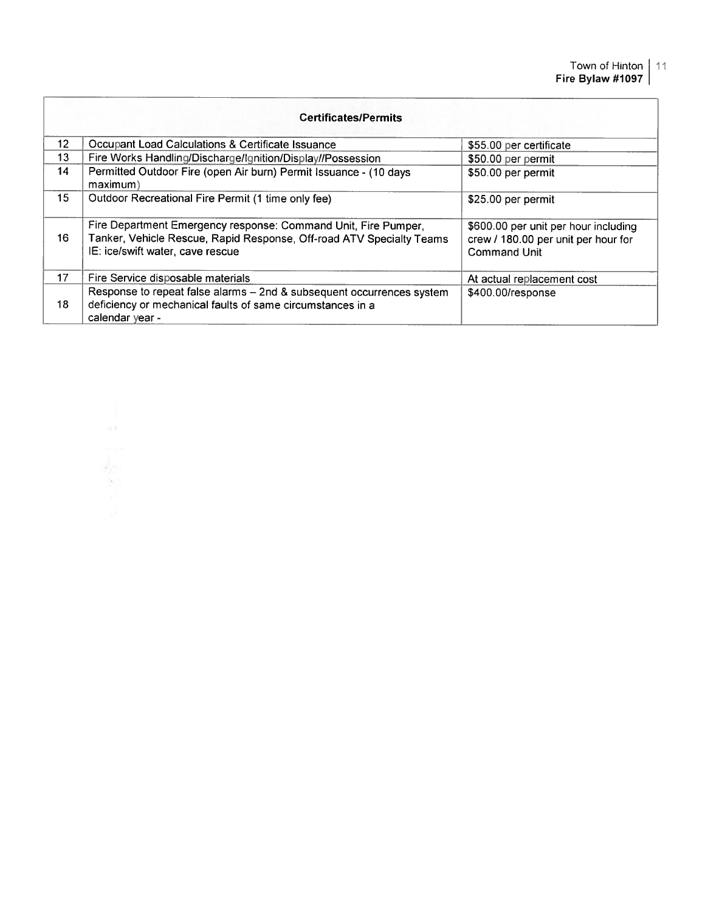| | Certificates/Permits | |
|---|---|---|
| 12 | Occupant Load Calculations & Certificate Issuance | $55.00 per certificate |
| 13 | Fire Works Handling/Discharge/Ignition/Display//Possession | $50.00 per permit |
| 14 | Permitted Outdoor Fire (open Air burn) Permit Issuance - (10 days maximum) | $50.00 per permit |
| 15 | Outdoor Recreational Fire Permit (1 time only fee) | $25.00 per permit |
| 16 | Fire Department Emergency response: Command Unit, Fire Pumper, Tanker, Vehicle Rescue, Rapid Response, Off-road ATV Specialty Teams IE: ice/swift water, cave rescue | $600.00 per unit per hour including crew / 180.00 per unit per hour for Command Unit |
| 17 | Fire Service disposable materials | At actual replacement cost |
| 18 | Response to repeat false alarms – 2nd & subsequent occurrences system deficiency or mechanical faults of same circumstances in a calendar year - | $400.00/response |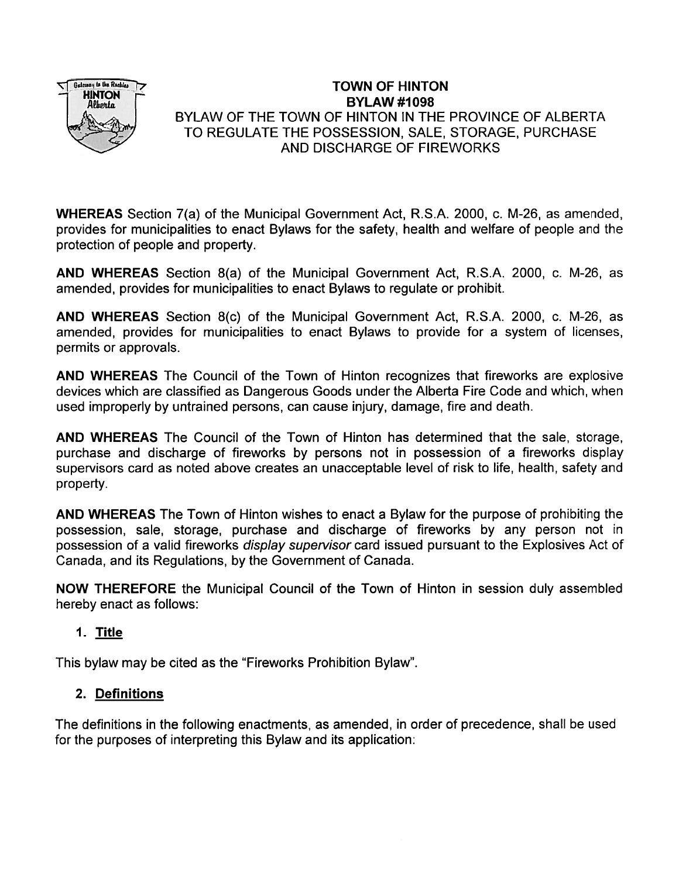# TOWN OF HINTON
## BYLAW #1098

BYLAW OF THE TOWN OF HINTON IN THE PROVINCE OF ALBERTA TO REGULATE THE POSSESSION, SALE, STORAGE, PURCHASE AND DISCHARGE OF FIREWORKS

**WHEREAS** Section 7(a) of the Municipal Government Act, R.S.A. 2000, c. M-26, as amended, provides for municipalities to enact Bylaws for the safety, health and welfare of people and the protection of people and property.

**AND WHEREAS** Section 8(a) of the Municipal Government Act, R.S.A. 2000, c. M-26, as amended, provides for municipalities to enact Bylaws to regulate or prohibit.

**AND WHEREAS** Section 8(c) of the Municipal Government Act, R.S.A. 2000, c. M-26, as amended, provides for municipalities to enact Bylaws to provide for a system of licenses, permits or approvals.

**AND WHEREAS** The Council of the Town of Hinton recognizes that fireworks are explosive devices which are classified as Dangerous Goods under the Alberta Fire Code and which, when used improperly by untrained persons, can cause injury, damage, fire and death.

**AND WHEREAS** The Council of the Town of Hinton has determined that the sale, storage, purchase and discharge of fireworks by persons not in possession of a fireworks display supervisors card as noted above creates an unacceptable level of risk to life, health, safety and property.

**AND WHEREAS** The Town of Hinton wishes to enact a Bylaw for the purpose of prohibiting the possession, sale, storage, purchase and discharge of fireworks by any person not in possession of a valid fireworks *display supervisor* card issued pursuant to the Explosives Act of Canada, and its Regulations, by the Government of Canada.

**NOW THEREFORE** the Municipal Council of the Town of Hinton in session duly assembled hereby enact as follows:

1. **Title**

This bylaw may be cited as the "Fireworks Prohibition Bylaw".

2. **Definitions**

The definitions in the following enactments, as amended, in order of precedence, shall be used for the purposes of interpreting this Bylaw and its application: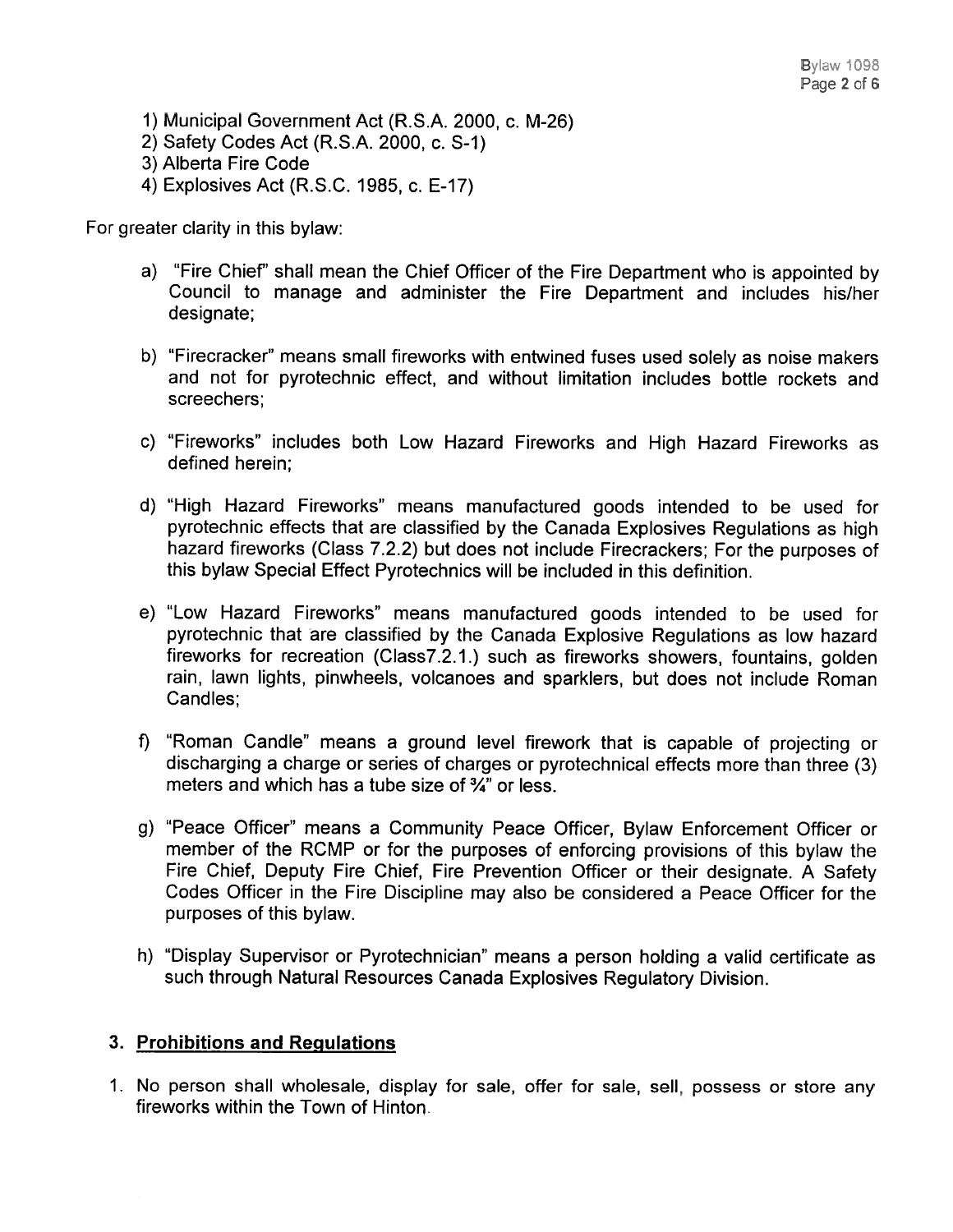1) Municipal Government Act (R.S.A. 2000, c. M-26)
2) Safety Codes Act (R.S.A. 2000, c. S-1)
3) Alberta Fire Code
4) Explosives Act (R.S.C. 1985, c. E-17)

For greater clarity in this bylaw:

a) "Fire Chief" shall mean the Chief Officer of the Fire Department who is appointed by Council to manage and administer the Fire Department and includes his/her designate;

b) "Firecracker" means small fireworks with entwined fuses used solely as noise makers and not for pyrotechnic effect, and without limitation includes bottle rockets and screechers;

c) "Fireworks" includes both Low Hazard Fireworks and High Hazard Fireworks as defined herein;

d) "High Hazard Fireworks" means manufactured goods intended to be used for pyrotechnic effects that are classified by the Canada Explosives Regulations as high hazard fireworks (Class 7.2.2) but does not include Firecrackers; For the purposes of this bylaw Special Effect Pyrotechnics will be included in this definition.

e) "Low Hazard Fireworks" means manufactured goods intended to be used for pyrotechnic that are classified by the Canada Explosive Regulations as low hazard fireworks for recreation (Class7.2.1.) such as fireworks showers, fountains, golden rain, lawn lights, pinwheels, volcanoes and sparklers, but does not include Roman Candles;

f) "Roman Candle" means a ground level firework that is capable of projecting or discharging a charge or series of charges or pyrotechnical effects more than three (3) meters and which has a tube size of ¾" or less.

g) "Peace Officer" means a Community Peace Officer, Bylaw Enforcement Officer or member of the RCMP or for the purposes of enforcing provisions of this bylaw the Fire Chief, Deputy Fire Chief, Fire Prevention Officer or their designate. A Safety Codes Officer in the Fire Discipline may also be considered a Peace Officer for the purposes of this bylaw.

h) "Display Supervisor or Pyrotechnician" means a person holding a valid certificate as such through Natural Resources Canada Explosives Regulatory Division.

## 3. Prohibitions and Regulations

1. No person shall wholesale, display for sale, offer for sale, sell, possess or store any fireworks within the Town of Hinton.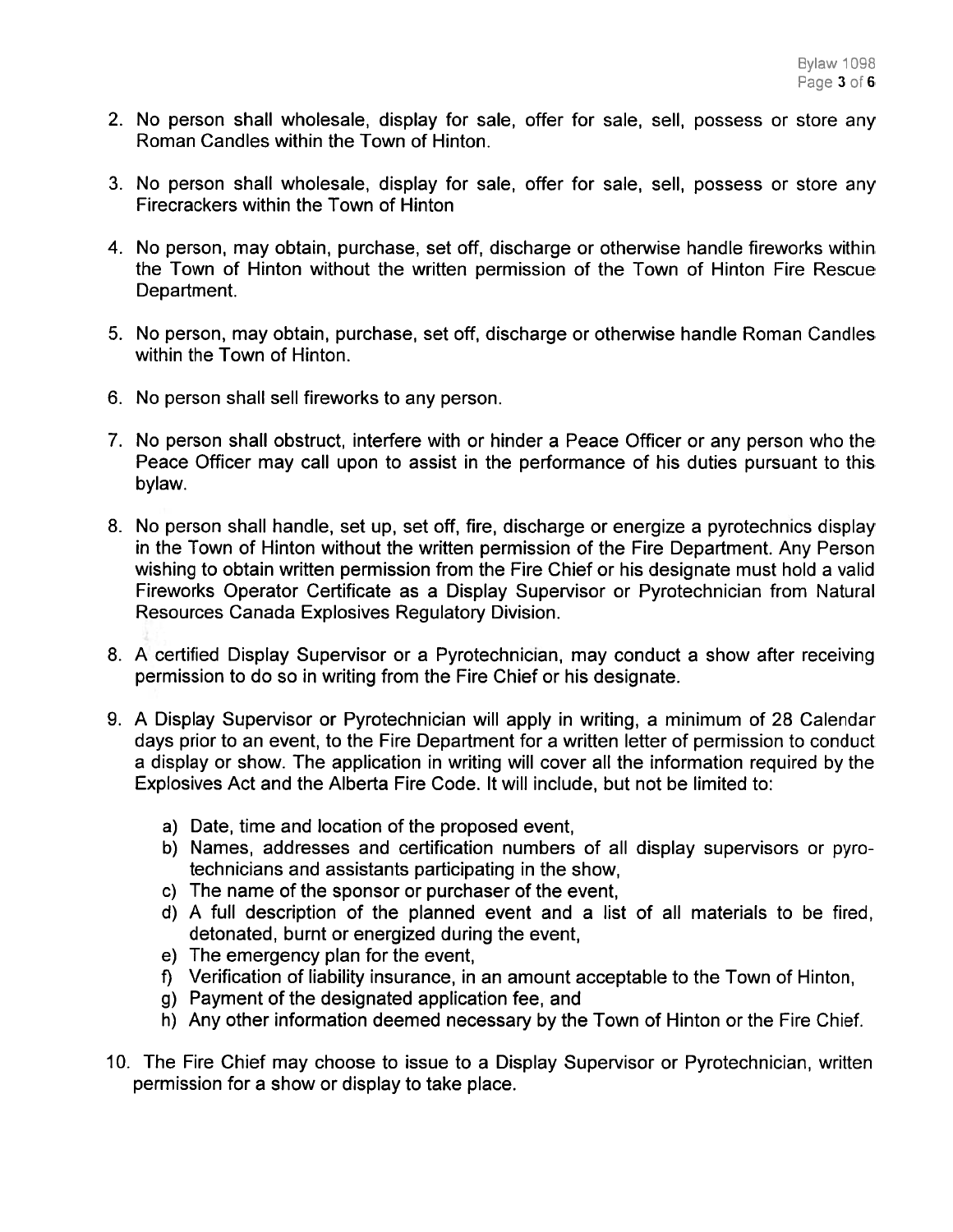2. No person shall wholesale, display for sale, offer for sale, sell, possess or store any Roman Candles within the Town of Hinton.

3. No person shall wholesale, display for sale, offer for sale, sell, possess or store any Firecrackers within the Town of Hinton

4. No person, may obtain, purchase, set off, discharge or otherwise handle fireworks within the Town of Hinton without the written permission of the Town of Hinton Fire Rescue Department.

5. No person, may obtain, purchase, set off, discharge or otherwise handle Roman Candles within the Town of Hinton.

6. No person shall sell fireworks to any person.

7. No person shall obstruct, interfere with or hinder a Peace Officer or any person who the Peace Officer may call upon to assist in the performance of his duties pursuant to this bylaw.

8. No person shall handle, set up, set off, fire, discharge or energize a pyrotechnics display in the Town of Hinton without the written permission of the Fire Department. Any Person wishing to obtain written permission from the Fire Chief or his designate must hold a valid Fireworks Operator Certificate as a Display Supervisor or Pyrotechnician from Natural Resources Canada Explosives Regulatory Division.

8. A certified Display Supervisor or a Pyrotechnician, may conduct a show after receiving permission to do so in writing from the Fire Chief or his designate.

9. A Display Supervisor or Pyrotechnician will apply in writing, a minimum of 28 Calendar days prior to an event, to the Fire Department for a written letter of permission to conduct a display or show. The application in writing will cover all the information required by the Explosives Act and the Alberta Fire Code. It will include, but not be limited to:

    a) Date, time and location of the proposed event,
    b) Names, addresses and certification numbers of all display supervisors or pyro-technicians and assistants participating in the show,
    c) The name of the sponsor or purchaser of the event,
    d) A full description of the planned event and a list of all materials to be fired, detonated, burnt or energized during the event,
    e) The emergency plan for the event,
    f) Verification of liability insurance, in an amount acceptable to the Town of Hinton,
    g) Payment of the designated application fee, and
    h) Any other information deemed necessary by the Town of Hinton or the Fire Chief.

10. The Fire Chief may choose to issue to a Display Supervisor or Pyrotechnician, written permission for a show or display to take place.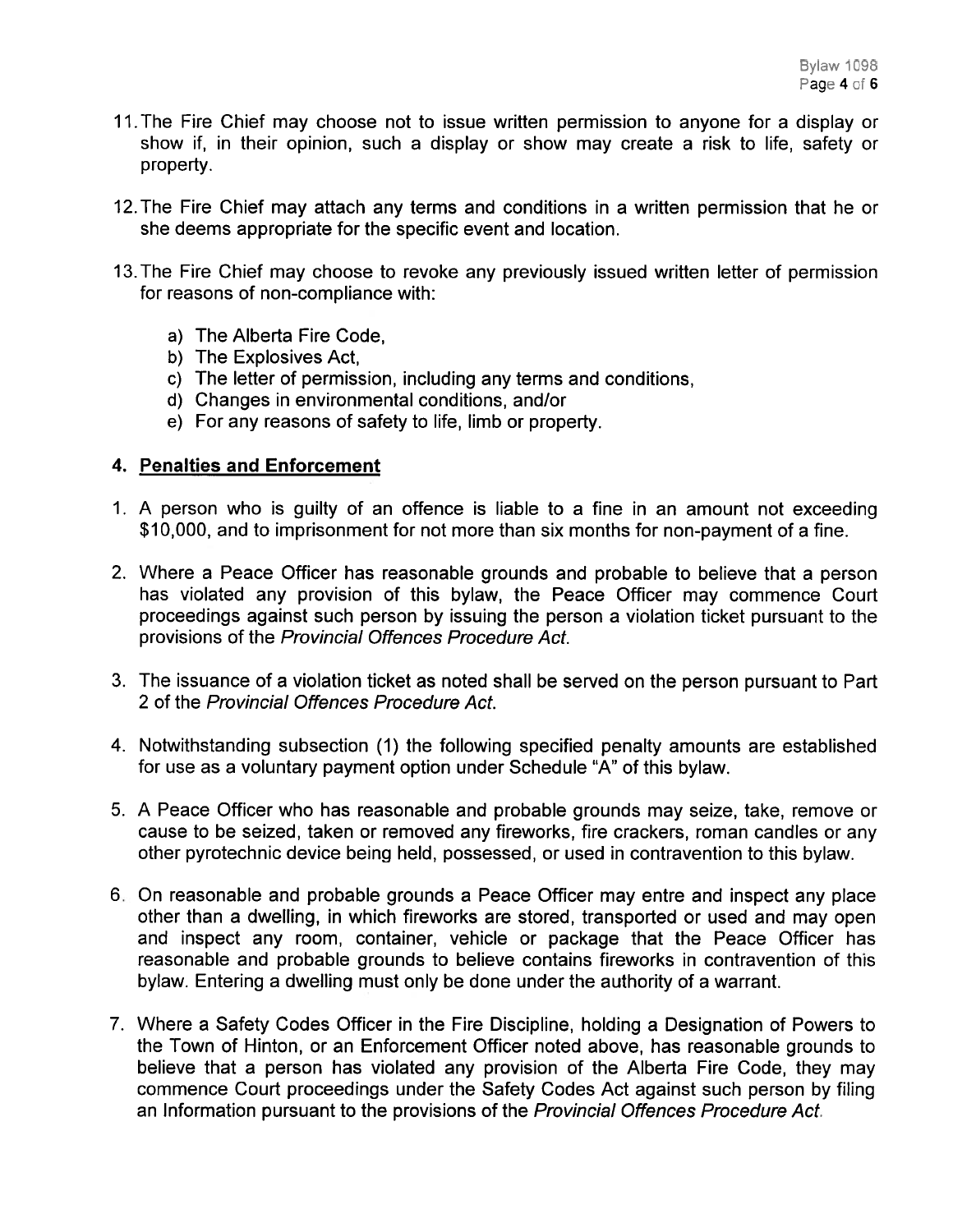11. The Fire Chief may choose not to issue written permission to anyone for a display or show if, in their opinion, such a display or show may create a risk to life, safety or property.

12. The Fire Chief may attach any terms and conditions in a written permission that he or she deems appropriate for the specific event and location.

13. The Fire Chief may choose to revoke any previously issued written letter of permission for reasons of non-compliance with:

    a) The Alberta Fire Code,
    b) The Explosives Act,
    c) The letter of permission, including any terms and conditions,
    d) Changes in environmental conditions, and/or
    e) For any reasons of safety to life, limb or property.

## 4. Penalties and Enforcement

1. A person who is guilty of an offence is liable to a fine in an amount not exceeding $10,000, and to imprisonment for not more than six months for non-payment of a fine.

2. Where a Peace Officer has reasonable grounds and probable to believe that a person has violated any provision of this bylaw, the Peace Officer may commence Court proceedings against such person by issuing the person a violation ticket pursuant to the provisions of the *Provincial Offences Procedure Act*.

3. The issuance of a violation ticket as noted shall be served on the person pursuant to Part 2 of the *Provincial Offences Procedure Act*.

4. Notwithstanding subsection (1) the following specified penalty amounts are established for use as a voluntary payment option under Schedule "A" of this bylaw.

5. A Peace Officer who has reasonable and probable grounds may seize, take, remove or cause to be seized, taken or removed any fireworks, fire crackers, roman candles or any other pyrotechnic device being held, possessed, or used in contravention to this bylaw.

6. On reasonable and probable grounds a Peace Officer may entre and inspect any place other than a dwelling, in which fireworks are stored, transported or used and may open and inspect any room, container, vehicle or package that the Peace Officer has reasonable and probable grounds to believe contains fireworks in contravention of this bylaw. Entering a dwelling must only be done under the authority of a warrant.

7. Where a Safety Codes Officer in the Fire Discipline, holding a Designation of Powers to the Town of Hinton, or an Enforcement Officer noted above, has reasonable grounds to believe that a person has violated any provision of the Alberta Fire Code, they may commence Court proceedings under the Safety Codes Act against such person by filing an Information pursuant to the provisions of the *Provincial Offences Procedure Act*.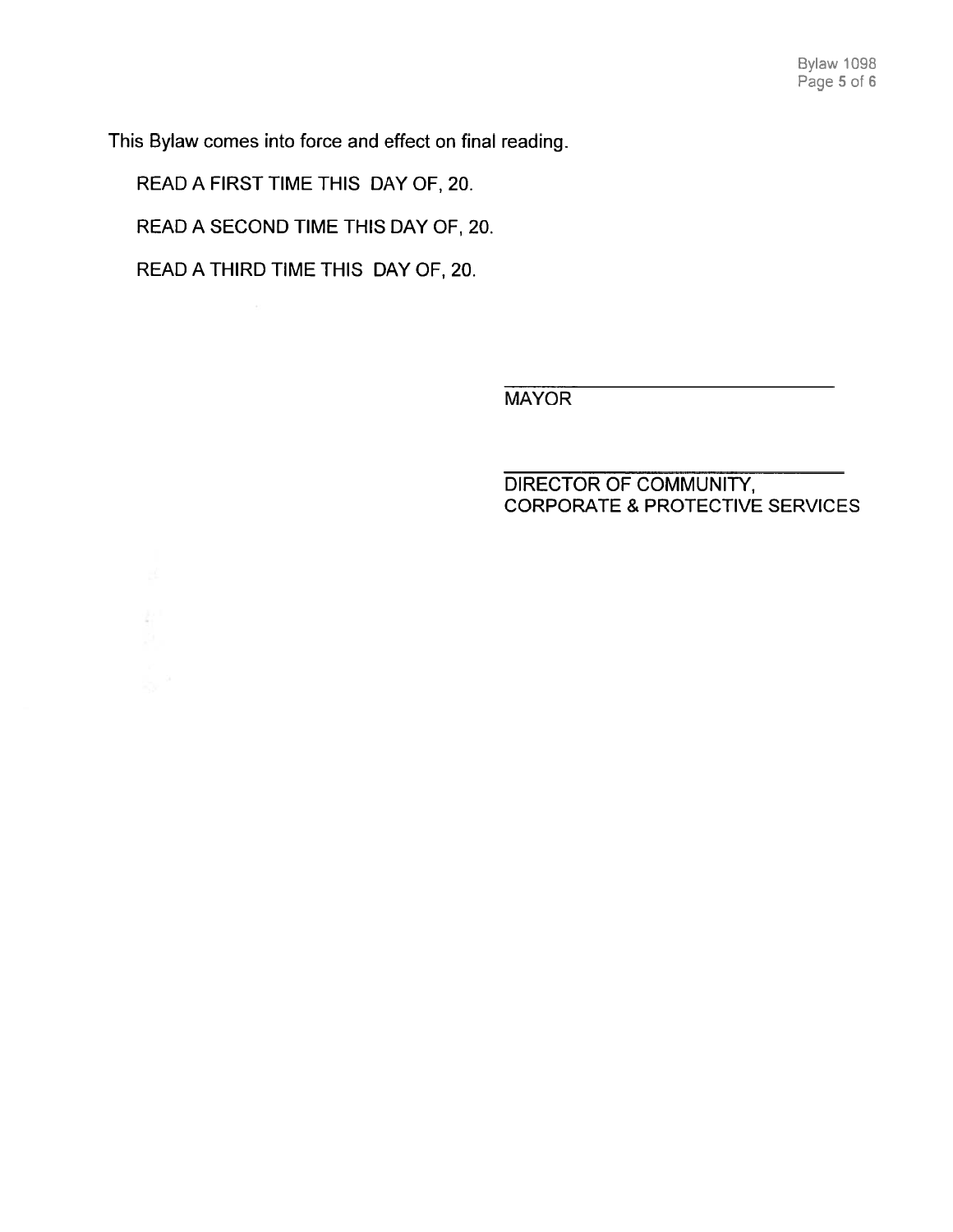This Bylaw comes into force and effect on final reading.

READ A FIRST TIME THIS DAY OF, 20.

READ A SECOND TIME THIS DAY OF, 20.

READ A THIRD TIME THIS DAY OF, 20.

\_\_\_\_\_\_\_\_\_\_\_\_\_\_\_\_\_\_\_\_\_\_\_\_\_\_\_\_\_\_\_\_
MAYOR

\_\_\_\_\_\_\_\_\_\_\_\_\_\_\_\_\_\_\_\_\_\_\_\_\_\_\_\_\_\_\_\_
DIRECTOR OF COMMUNITY,
CORPORATE & PROTECTIVE SERVICES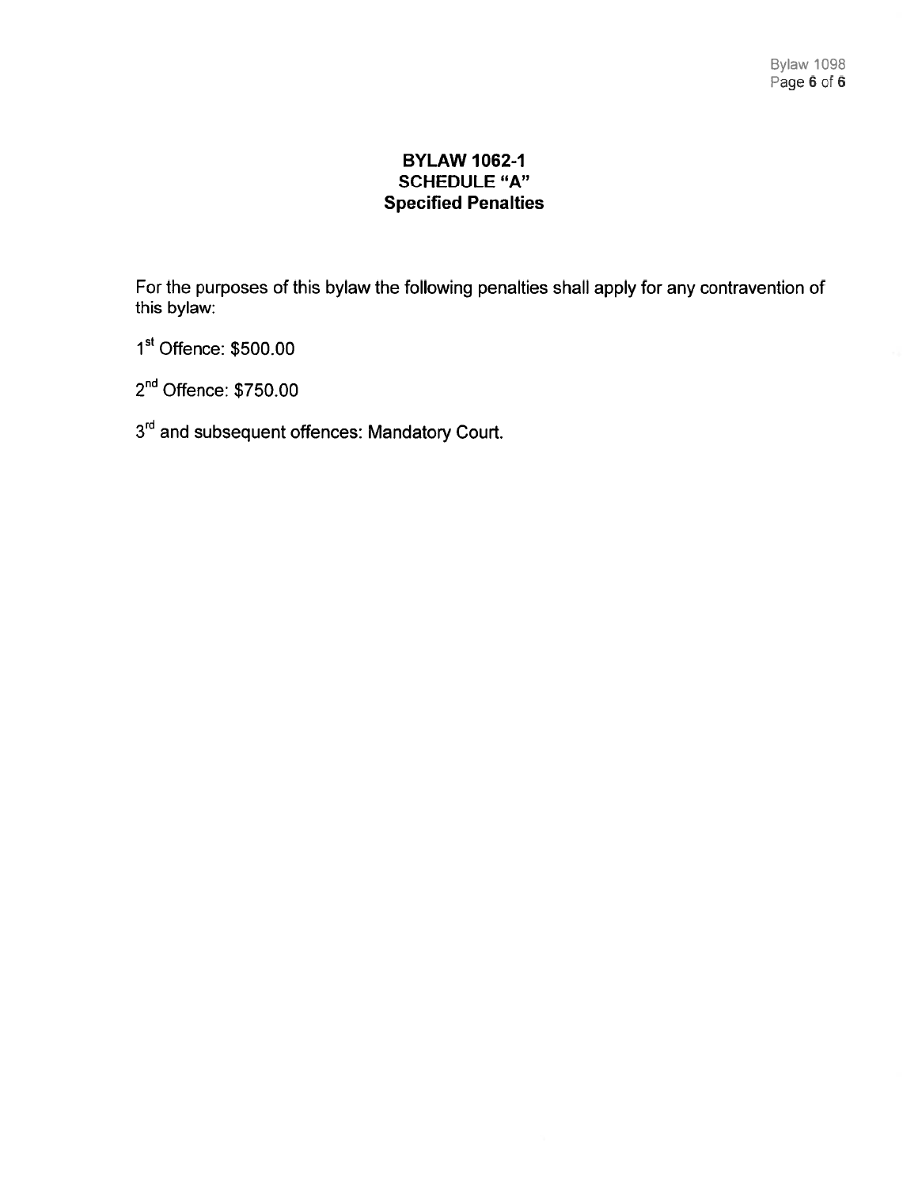# BYLAW 1062-1
## SCHEDULE "A"
## Specified Penalties

For the purposes of this bylaw the following penalties shall apply for any contravention of this bylaw:

1st Offence: $500.00

2nd Offence: $750.00

3rd and subsequent offences: Mandatory Court.